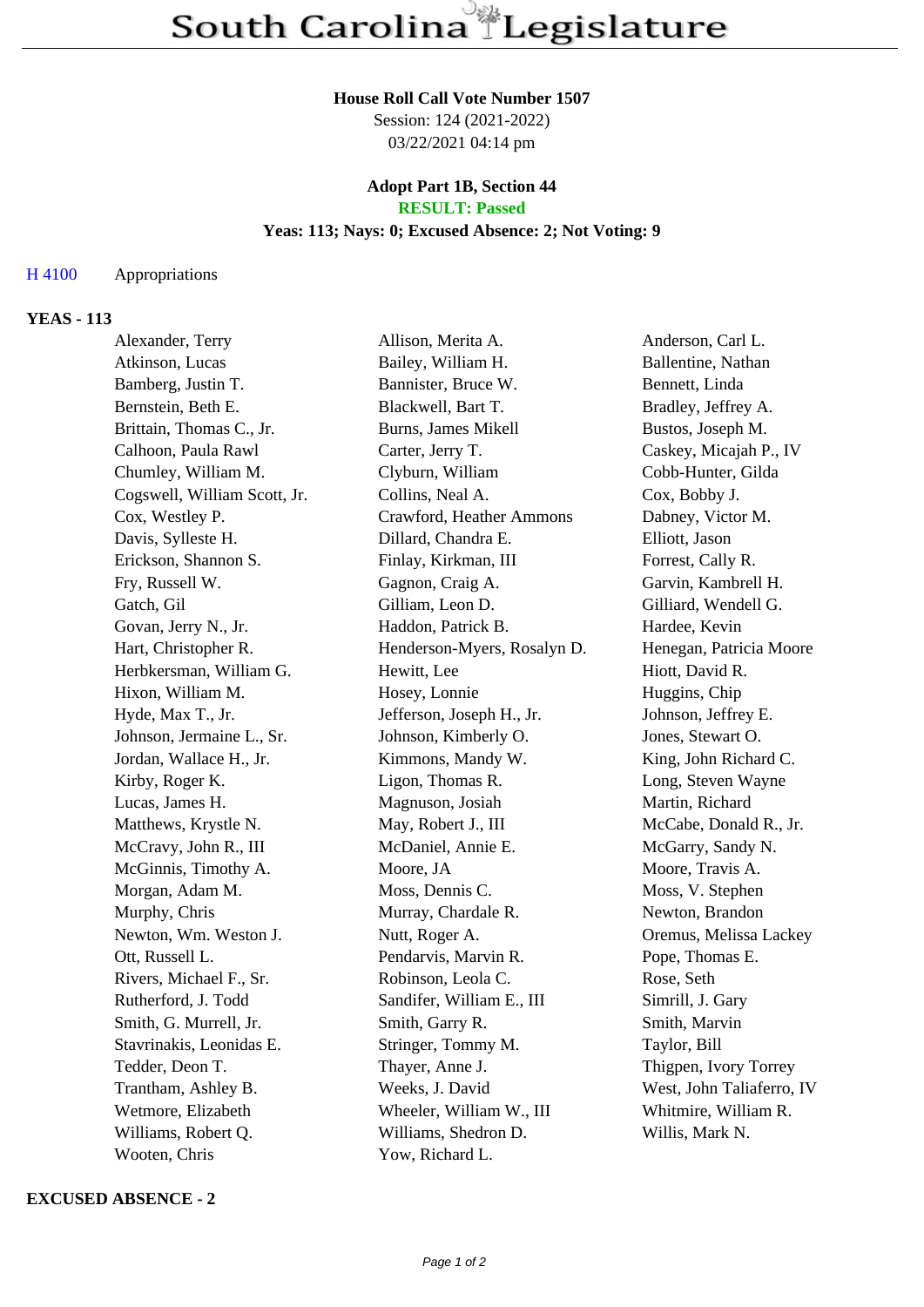# South Carolina Legislature

**House Roll Call Vote Number 1507**
Session: 124 (2021-2022)
03/22/2021 04:14 pm

**Adopt Part 1B, Section 44**
**RESULT: Passed**
**Yeas: 113; Nays: 0; Excused Absence: 2; Not Voting: 9**

H 4100 Appropriations

**YEAS - 113**

| | | |
|---|---|---|
| Alexander, Terry | Allison, Merita A. | Anderson, Carl L. |
| Atkinson, Lucas | Bailey, William H. | Ballentine, Nathan |
| Bamberg, Justin T. | Bannister, Bruce W. | Bennett, Linda |
| Bernstein, Beth E. | Blackwell, Bart T. | Bradley, Jeffrey A. |
| Brittain, Thomas C., Jr. | Burns, James Mikell | Bustos, Joseph M. |
| Calhoon, Paula Rawl | Carter, Jerry T. | Caskey, Micajah P., IV |
| Chumley, William M. | Clyburn, William | Cobb-Hunter, Gilda |
| Cogswell, William Scott, Jr. | Collins, Neal A. | Cox, Bobby J. |
| Cox, Westley P. | Crawford, Heather Ammons | Dabney, Victor M. |
| Davis, Sylleste H. | Dillard, Chandra E. | Elliott, Jason |
| Erickson, Shannon S. | Finlay, Kirkman, III | Forrest, Cally R. |
| Fry, Russell W. | Gagnon, Craig A. | Garvin, Kambrell H. |
| Gatch, Gil | Gilliam, Leon D. | Gilliard, Wendell G. |
| Govan, Jerry N., Jr. | Haddon, Patrick B. | Hardee, Kevin |
| Hart, Christopher R. | Henderson-Myers, Rosalyn D. | Henegan, Patricia Moore |
| Herbkersman, William G. | Hewitt, Lee | Hiott, David R. |
| Hixon, William M. | Hosey, Lonnie | Huggins, Chip |
| Hyde, Max T., Jr. | Jefferson, Joseph H., Jr. | Johnson, Jeffrey E. |
| Johnson, Jermaine L., Sr. | Johnson, Kimberly O. | Jones, Stewart O. |
| Jordan, Wallace H., Jr. | Kimmons, Mandy W. | King, John Richard C. |
| Kirby, Roger K. | Ligon, Thomas R. | Long, Steven Wayne |
| Lucas, James H. | Magnuson, Josiah | Martin, Richard |
| Matthews, Krystle N. | May, Robert J., III | McCabe, Donald R., Jr. |
| McCravy, John R., III | McDaniel, Annie E. | McGarry, Sandy N. |
| McGinnis, Timothy A. | Moore, JA | Moore, Travis A. |
| Morgan, Adam M. | Moss, Dennis C. | Moss, V. Stephen |
| Murphy, Chris | Murray, Chardale R. | Newton, Brandon |
| Newton, Wm. Weston J. | Nutt, Roger A. | Oremus, Melissa Lackey |
| Ott, Russell L. | Pendarvis, Marvin R. | Pope, Thomas E. |
| Rivers, Michael F., Sr. | Robinson, Leola C. | Rose, Seth |
| Rutherford, J. Todd | Sandifer, William E., III | Simrill, J. Gary |
| Smith, G. Murrell, Jr. | Smith, Garry R. | Smith, Marvin |
| Stavrinakis, Leonidas E. | Stringer, Tommy M. | Taylor, Bill |
| Tedder, Deon T. | Thayer, Anne J. | Thigpen, Ivory Torrey |
| Trantham, Ashley B. | Weeks, J. David | West, John Taliaferro, IV |
| Wetmore, Elizabeth | Wheeler, William W., III | Whitmire, William R. |
| Williams, Robert Q. | Williams, Shedron D. | Willis, Mark N. |
| Wooten, Chris | Yow, Richard L. | |

**EXCUSED ABSENCE - 2**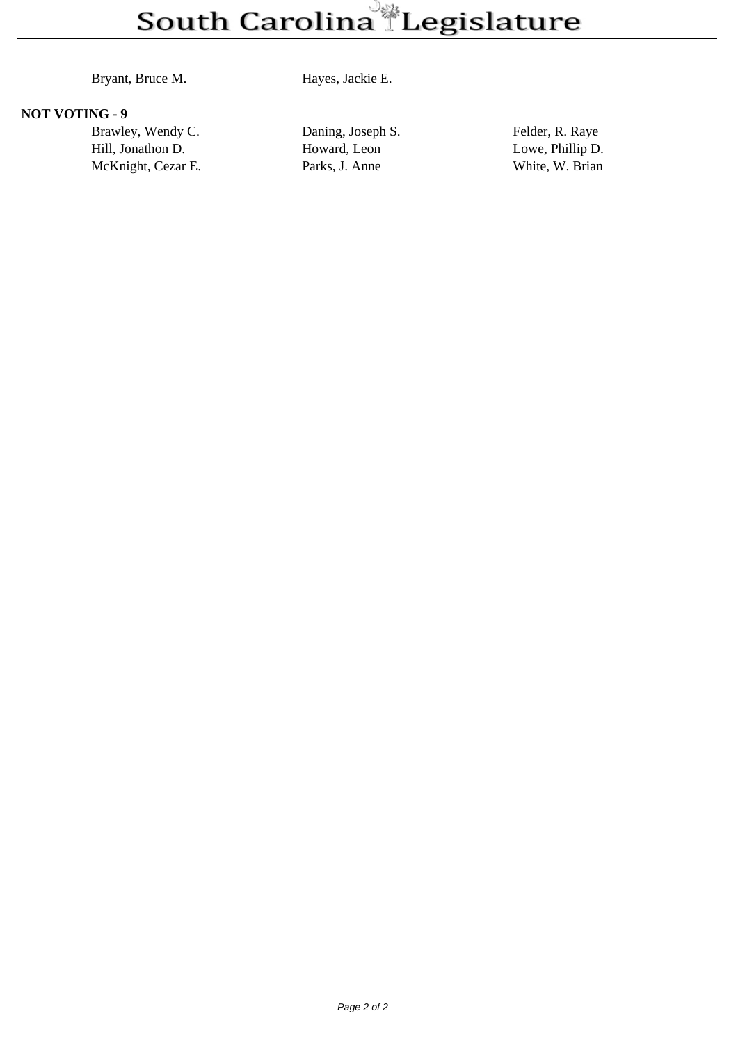| | | |
|---|---|---|
| Bryant, Bruce M. | Hayes, Jackie E. | |

**NOT VOTING - 9**

| | | |
|---|---|---|
| Brawley, Wendy C. | Daning, Joseph S. | Felder, R. Raye |
| Hill, Jonathon D. | Howard, Leon | Lowe, Phillip D. |
| McKnight, Cezar E. | Parks, J. Anne | White, W. Brian |